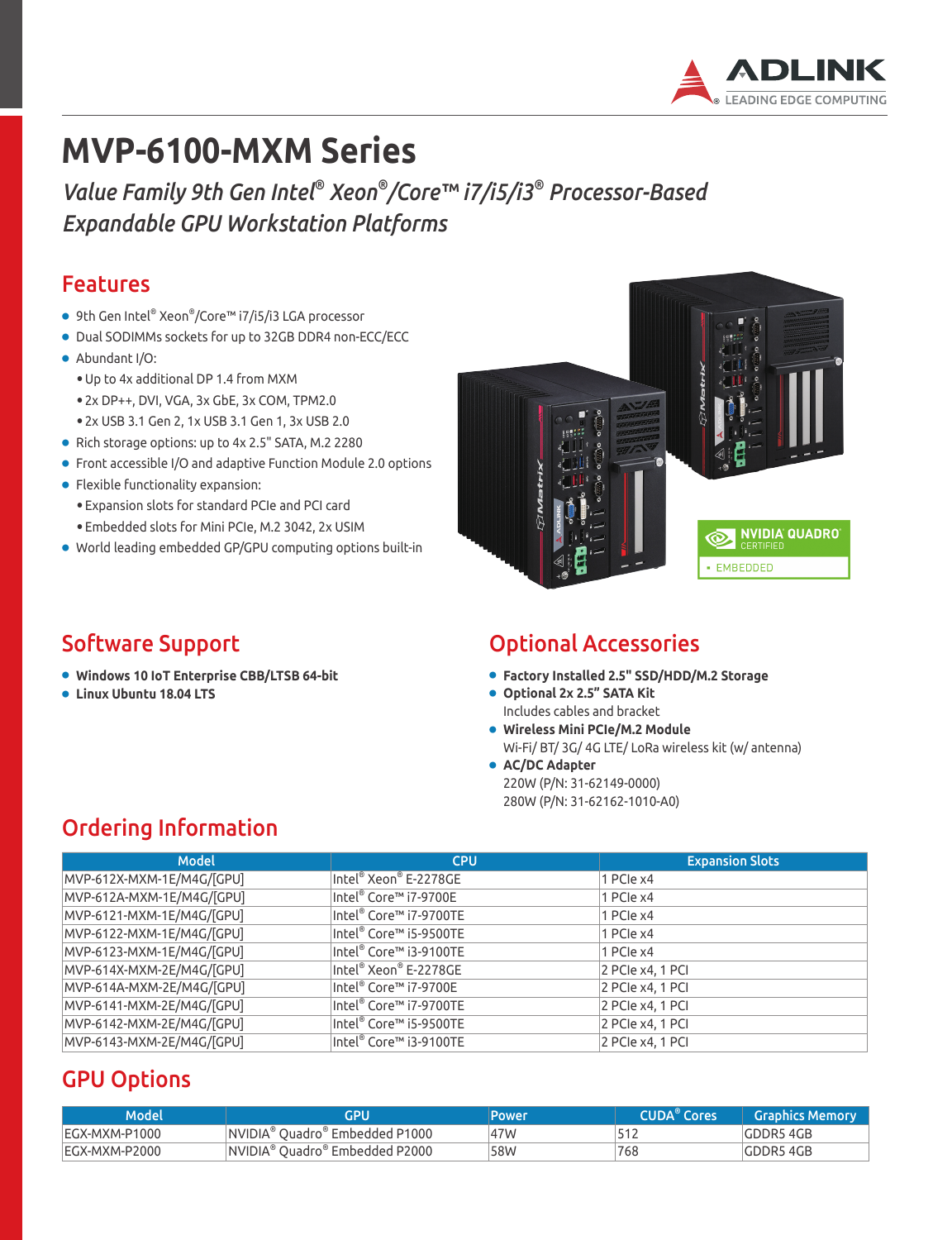# MVP-6100-MXM Series

*Value Family 9th Gen Intel® Xeon®/Core™ i7/i5/i3® Processor-Based Expandable GPU Workstation Platforms*

## Features

- 9th Gen Intel® Xeon®/Core™ i7/i5/i3 LGA processor
- Dual SODIMMs sockets for up to 32GB DDR4 non-ECC/ECC
- Abundant I/O:
  - Up to 4x additional DP 1.4 from MXM
  - 2x DP++, DVI, VGA, 3x GbE, 3x COM, TPM2.0
  - 2x USB 3.1 Gen 2, 1x USB 3.1 Gen 1, 3x USB 2.0
- Rich storage options: up to 4x 2.5" SATA, M.2 2280
- Front accessible I/O and adaptive Function Module 2.0 options
- Flexible functionality expansion:
  - Expansion slots for standard PCIe and PCI card
  - Embedded slots for Mini PCIe, M.2 3042, 2x USIM
- World leading embedded GP/GPU computing options built-in

NVIDIA QUADRO® CERTIFIED
EMBEDDED

## Software Support

- **Windows 10 IoT Enterprise CBB/LTSB 64-bit**
- **Linux Ubuntu 18.04 LTS**

## Optional Accessories

- **Factory Installed 2.5" SSD/HDD/M.2 Storage**
- **Optional 2x 2.5" SATA Kit**
  Includes cables and bracket
- **Wireless Mini PCIe/M.2 Module**
  Wi-Fi/ BT/ 3G/ 4G LTE/ LoRa wireless kit (w/ antenna)
- **AC/DC Adapter**
  220W (P/N: 31-62149-0000)
  280W (P/N: 31-62162-1010-A0)

## Ordering Information

| Model | CPU | Expansion Slots |
|---|---|---|
| MVP-612X-MXM-1E/M4G/[GPU] | Intel® Xeon® E-2278GE | 1 PCIe x4 |
| MVP-612A-MXM-1E/M4G/[GPU] | Intel® Core™ i7-9700E | 1 PCIe x4 |
| MVP-6121-MXM-1E/M4G/[GPU] | Intel® Core™ i7-9700TE | 1 PCIe x4 |
| MVP-6122-MXM-1E/M4G/[GPU] | Intel® Core™ i5-9500TE | 1 PCIe x4 |
| MVP-6123-MXM-1E/M4G/[GPU] | Intel® Core™ i3-9100TE | 1 PCIe x4 |
| MVP-614X-MXM-2E/M4G/[GPU] | Intel® Xeon® E-2278GE | 2 PCIe x4, 1 PCI |
| MVP-614A-MXM-2E/M4G/[GPU] | Intel® Core™ i7-9700E | 2 PCIe x4, 1 PCI |
| MVP-6141-MXM-2E/M4G/[GPU] | Intel® Core™ i7-9700TE | 2 PCIe x4, 1 PCI |
| MVP-6142-MXM-2E/M4G/[GPU] | Intel® Core™ i5-9500TE | 2 PCIe x4, 1 PCI |
| MVP-6143-MXM-2E/M4G/[GPU] | Intel® Core™ i3-9100TE | 2 PCIe x4, 1 PCI |

## GPU Options

| Model | GPU | Power | CUDA® Cores | Graphics Memory |
|---|---|---|---|---|
| EGX-MXM-P1000 | NVIDIA® Quadro® Embedded P1000 | 47W | 512 | GDDR5 4GB |
| EGX-MXM-P2000 | NVIDIA® Quadro® Embedded P2000 | 58W | 768 | GDDR5 4GB |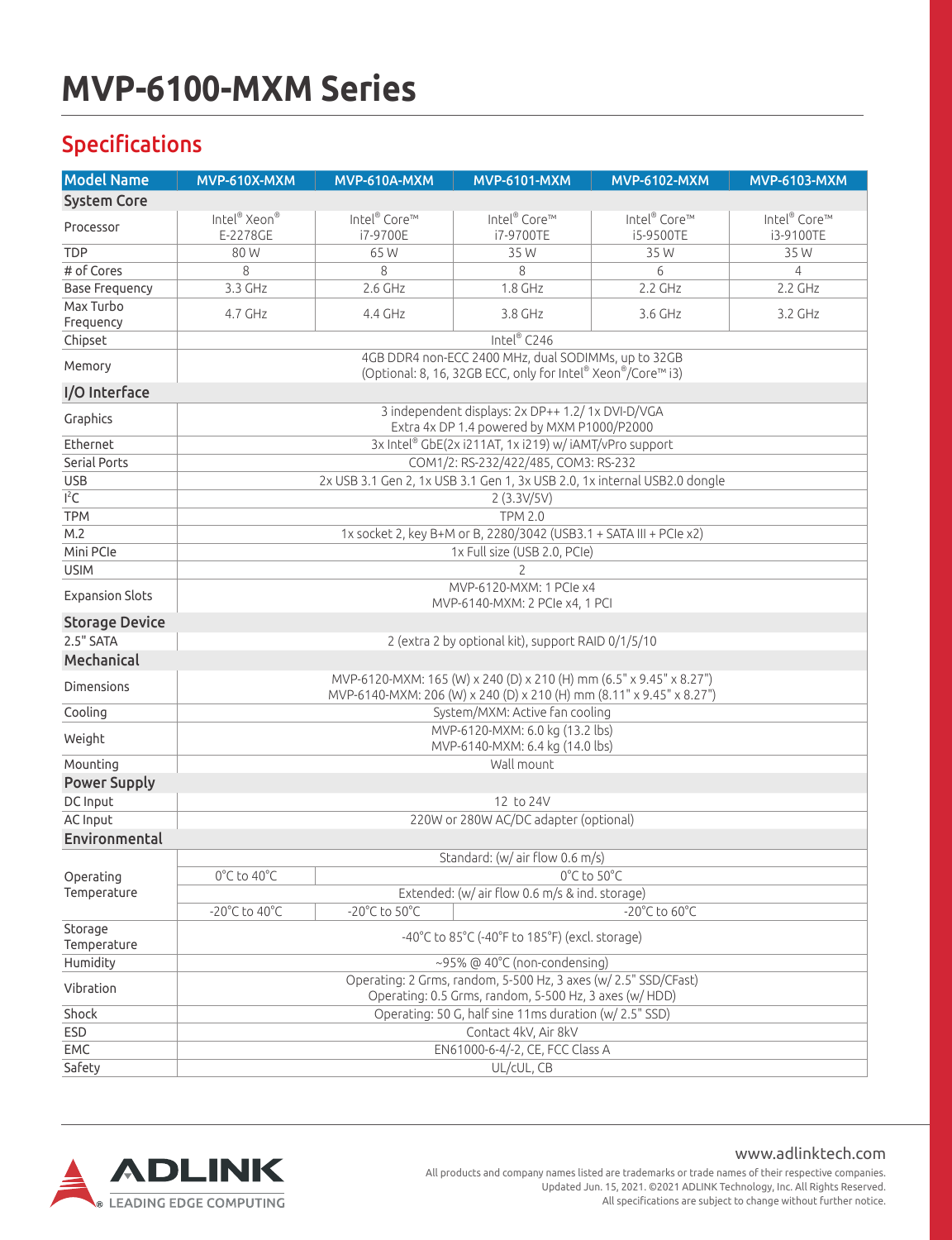# MVP-6100-MXM Series

## Specifications

| Model Name | MVP-610X-MXM | MVP-610A-MXM | MVP-6101-MXM | MVP-6102-MXM | MVP-6103-MXM |
|---|---|---|---|---|---|
| **System Core** | | | | | |
| Processor | Intel® Xeon® E-2278GE | Intel® Core™ i7-9700E | Intel® Core™ i7-9700TE | Intel® Core™ i5-9500TE | Intel® Core™ i3-9100TE |
| TDP | 80 W | 65 W | 35 W | 35 W | 35 W |
| # of Cores | 8 | 8 | 8 | 6 | 4 |
| Base Frequency | 3.3 GHz | 2.6 GHz | 1.8 GHz | 2.2 GHz | 2.2 GHz |
| Max Turbo Frequency | 4.7 GHz | 4.4 GHz | 3.8 GHz | 3.6 GHz | 3.2 GHz |
| Chipset | Intel® C246 | | | | |
| Memory | 4GB DDR4 non-ECC 2400 MHz, dual SODIMMs, up to 32GB (Optional: 8, 16, 32GB ECC, only for Intel® Xeon®/Core™ i3) | | | | |
| **I/O Interface** | | | | | |
| Graphics | 3 independent displays: 2x DP++ 1.2/ 1x DVI-D/VGA Extra 4x DP 1.4 powered by MXM P1000/P2000 | | | | |
| Ethernet | 3x Intel® GbE(2x i211AT, 1x i219) w/ iAMT/vPro support | | | | |
| Serial Ports | COM1/2: RS-232/422/485, COM3: RS-232 | | | | |
| USB | 2x USB 3.1 Gen 2, 1x USB 3.1 Gen 1, 3x USB 2.0, 1x internal USB2.0 dongle | | | | |
| I²C | 2 (3.3V/5V) | | | | |
| TPM | TPM 2.0 | | | | |
| M.2 | 1x socket 2, key B+M or B, 2280/3042 (USB3.1 + SATA III + PCIe x2) | | | | |
| Mini PCIe | 1x Full size (USB 2.0, PCIe) | | | | |
| USIM | 2 | | | | |
| Expansion Slots | MVP-6120-MXM: 1 PCIe x4 MVP-6140-MXM: 2 PCIe x4, 1 PCI | | | | |
| **Storage Device** | | | | | |
| 2.5" SATA | 2 (extra 2 by optional kit), support RAID 0/1/5/10 | | | | |
| **Mechanical** | | | | | |
| Dimensions | MVP-6120-MXM: 165 (W) x 240 (D) x 210 (H) mm (6.5" x 9.45" x 8.27") MVP-6140-MXM: 206 (W) x 240 (D) x 210 (H) mm (8.11" x 9.45" x 8.27") | | | | |
| Cooling | System/MXM: Active fan cooling | | | | |
| Weight | MVP-6120-MXM: 6.0 kg (13.2 lbs) MVP-6140-MXM: 6.4 kg (14.0 lbs) | | | | |
| Mounting | Wall mount | | | | |
| **Power Supply** | | | | | |
| DC Input | 12 to 24V | | | | |
| AC Input | 220W or 280W AC/DC adapter (optional) | | | | |
| **Environmental** | | | | | |
| Operating Temperature | Standard: (w/ air flow 0.6 m/s) | | | | |
| | 0°C to 40°C | 0°C to 50°C | | | |
| | Extended: (w/ air flow 0.6 m/s & ind. storage) | | | | |
| | -20°C to 40°C | -20°C to 50°C | -20°C to 60°C | | |
| Storage Temperature | -40°C to 85°C (-40°F to 185°F) (excl. storage) | | | | |
| Humidity | ~95% @ 40°C (non-condensing) | | | | |
| Vibration | Operating: 2 Grms, random, 5-500 Hz, 3 axes (w/ 2.5" SSD/CFast) Operating: 0.5 Grms, random, 5-500 Hz, 3 axes (w/ HDD) | | | | |
| Shock | Operating: 50 G, half sine 11ms duration (w/ 2.5" SSD) | | | | |
| ESD | Contact 4kV, Air 8kV | | | | |
| EMC | EN61000-6-4/-2, CE, FCC Class A | | | | |
| Safety | UL/cUL, CB | | | | |

ADLINK LEADING EDGE COMPUTING

www.adlinktech.com

All products and company names listed are trademarks or trade names of their respective companies.
Updated Jun. 15, 2021. ©2021 ADLINK Technology, Inc. All Rights Reserved.
All specifications are subject to change without further notice.